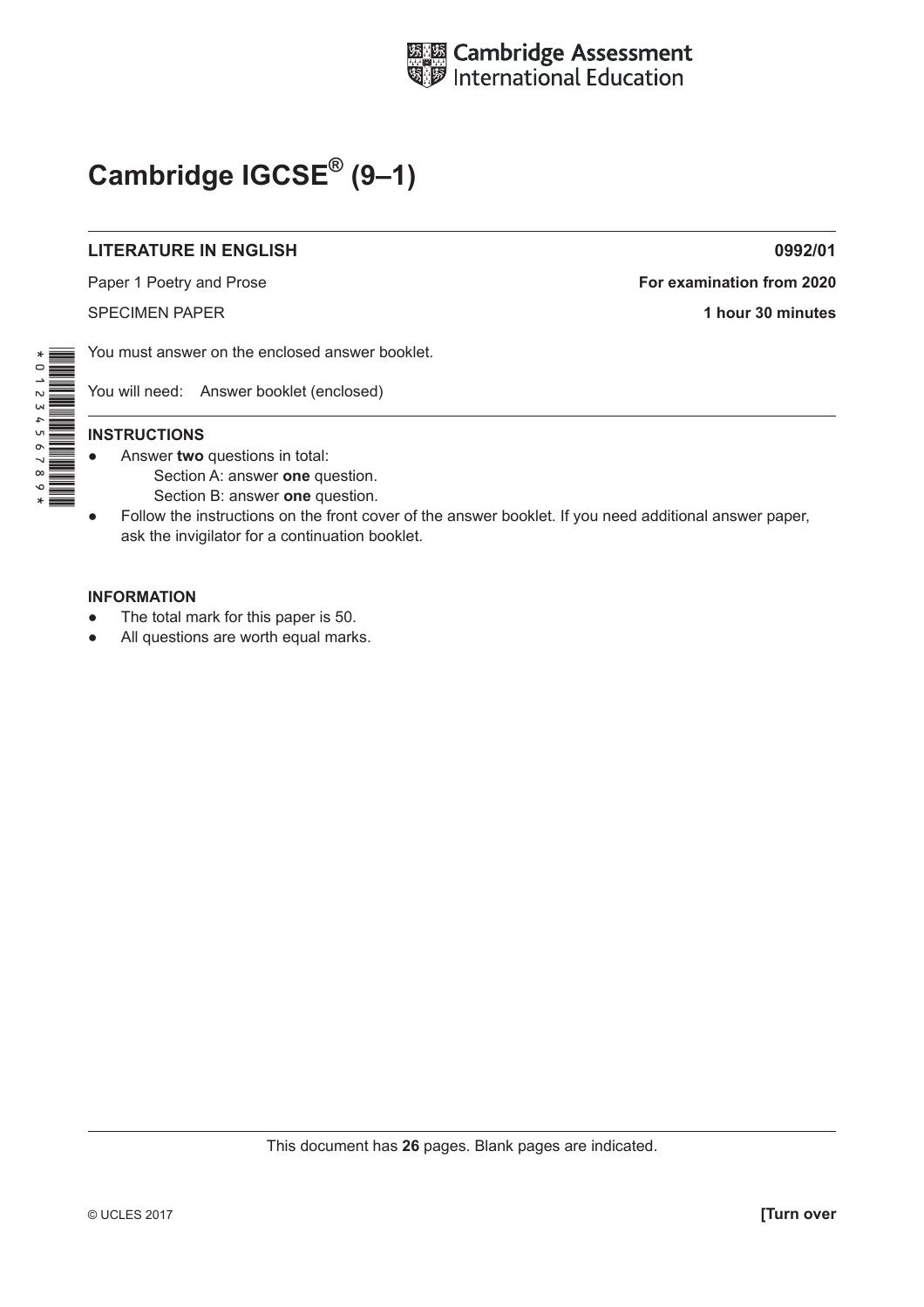Cambridge Assessment International Education

# Cambridge IGCSE® (9–1)

**LITERATURE IN ENGLISH** **0992/01**

Paper 1 Poetry and Prose **For examination from 2020**

SPECIMEN PAPER **1 hour 30 minutes**

You must answer on the enclosed answer booklet.

You will need: Answer booklet (enclosed)

**INSTRUCTIONS**

- Answer **two** questions in total:
  - Section A: answer **one** question.
  - Section B: answer **one** question.
- Follow the instructions on the front cover of the answer booklet. If you need additional answer paper, ask the invigilator for a continuation booklet.

**INFORMATION**

- The total mark for this paper is 50.
- All questions are worth equal marks.

This document has **26** pages. Blank pages are indicated.

© UCLES 2017 **[Turn over**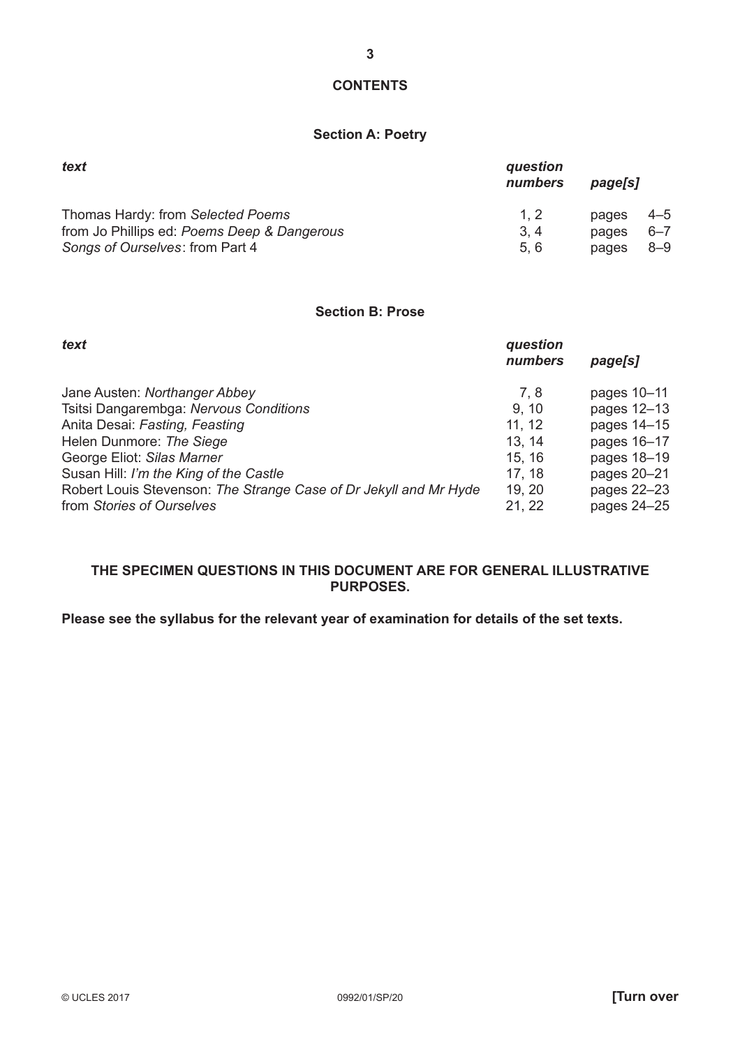## CONTENTS

### Section A: Poetry

| *text* | *question numbers* | *page[s]* |
|---|---|---|
| Thomas Hardy: from *Selected Poems* | 1, 2 | pages 4–5 |
| from Jo Phillips ed: *Poems Deep & Dangerous* | 3, 4 | pages 6–7 |
| *Songs of Ourselves*: from Part 4 | 5, 6 | pages 8–9 |

### Section B: Prose

| *text* | *question numbers* | *page[s]* |
|---|---|---|
| Jane Austen: *Northanger Abbey* | 7, 8 | pages 10–11 |
| Tsitsi Dangarembga: *Nervous Conditions* | 9, 10 | pages 12–13 |
| Anita Desai: *Fasting, Feasting* | 11, 12 | pages 14–15 |
| Helen Dunmore: *The Siege* | 13, 14 | pages 16–17 |
| George Eliot: *Silas Marner* | 15, 16 | pages 18–19 |
| Susan Hill: *I'm the King of the Castle* | 17, 18 | pages 20–21 |
| Robert Louis Stevenson: *The Strange Case of Dr Jekyll and Mr Hyde* | 19, 20 | pages 22–23 |
| from *Stories of Ourselves* | 21, 22 | pages 24–25 |

**THE SPECIMEN QUESTIONS IN THIS DOCUMENT ARE FOR GENERAL ILLUSTRATIVE PURPOSES.**

**Please see the syllabus for the relevant year of examination for details of the set texts.**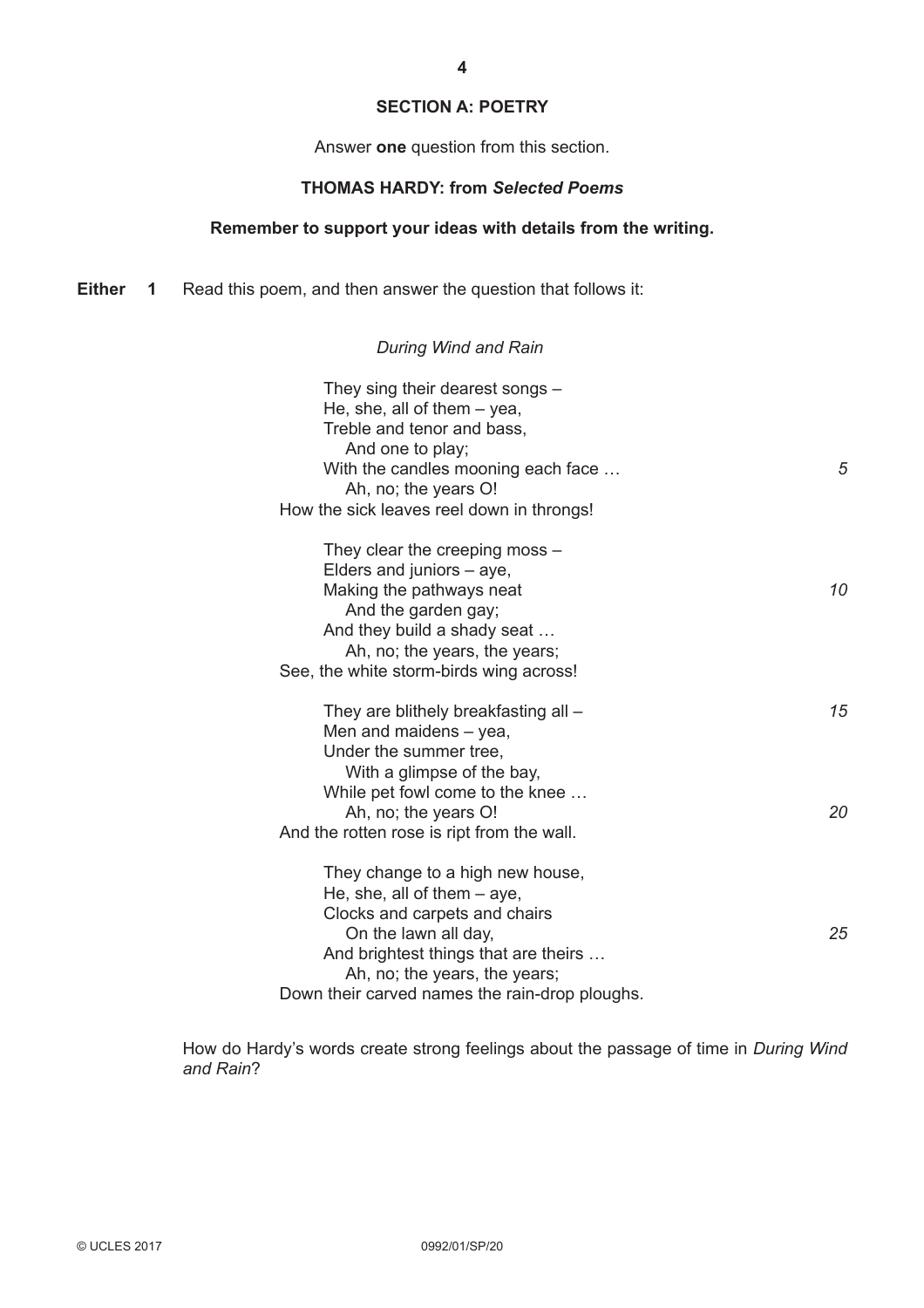## SECTION A: POETRY

Answer **one** question from this section.

### THOMAS HARDY: from *Selected Poems*

**Remember to support your ideas with details from the writing.**

**Either 1** Read this poem, and then answer the question that follows it:

*During Wind and Rain*

They sing their dearest songs –  
He, she, all of them – yea,  
Treble and tenor and bass,  
&nbsp;&nbsp;&nbsp;&nbsp;And one to play;  
With the candles mooning each face … *5*  
&nbsp;&nbsp;&nbsp;&nbsp;Ah, no; the years O!  
How the sick leaves reel down in throngs!

They clear the creeping moss –  
Elders and juniors – aye,  
Making the pathways neat *10*  
&nbsp;&nbsp;&nbsp;&nbsp;And the garden gay;  
And they build a shady seat …  
&nbsp;&nbsp;&nbsp;&nbsp;Ah, no; the years, the years;  
See, the white storm-birds wing across!

They are blithely breakfasting all – *15*  
Men and maidens – yea,  
Under the summer tree,  
&nbsp;&nbsp;&nbsp;&nbsp;With a glimpse of the bay,  
While pet fowl come to the knee …  
&nbsp;&nbsp;&nbsp;&nbsp;Ah, no; the years O! *20*  
And the rotten rose is ript from the wall.

They change to a high new house,  
He, she, all of them – aye,  
Clocks and carpets and chairs  
&nbsp;&nbsp;&nbsp;&nbsp;On the lawn all day, *25*  
And brightest things that are theirs …  
&nbsp;&nbsp;&nbsp;&nbsp;Ah, no; the years, the years;  
Down their carved names the rain-drop ploughs.

How do Hardy's words create strong feelings about the passage of time in *During Wind and Rain*?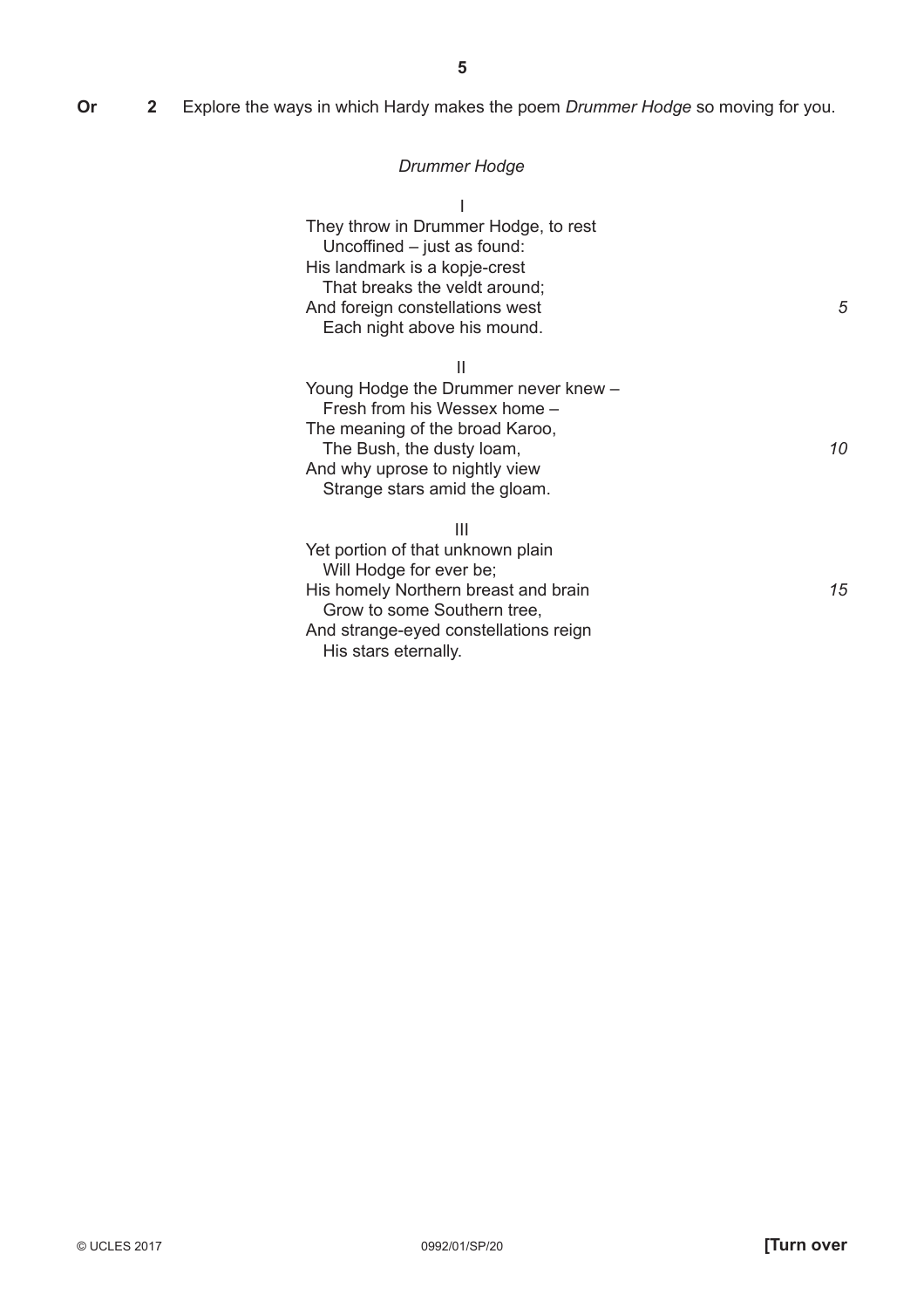**Or** **2** Explore the ways in which Hardy makes the poem *Drummer Hodge* so moving for you.

*Drummer Hodge*

I

They throw in Drummer Hodge, to rest  
  Uncoffined – just as found:  
His landmark is a kopje-crest  
  That breaks the veldt around;  
And foreign constellations west *5*  
  Each night above his mound.

II

Young Hodge the Drummer never knew –  
  Fresh from his Wessex home –  
The meaning of the broad Karoo,  
  The Bush, the dusty loam, *10*  
And why uprose to nightly view  
  Strange stars amid the gloam.

III

Yet portion of that unknown plain  
  Will Hodge for ever be;  
His homely Northern breast and brain *15*  
  Grow to some Southern tree,  
And strange-eyed constellations reign  
  His stars eternally.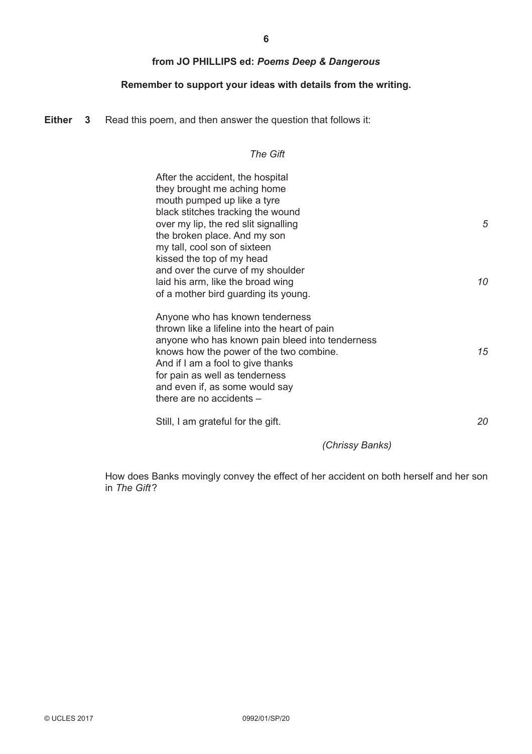**from JO PHILLIPS ed: *Poems Deep & Dangerous***

**Remember to support your ideas with details from the writing.**

**Either 3** Read this poem, and then answer the question that follows it:

*The Gift*

After the accident, the hospital
they brought me aching home
mouth pumped up like a tyre
black stitches tracking the wound
over my lip, the red slit signalling *5*
the broken place. And my son
my tall, cool son of sixteen
kissed the top of my head
and over the curve of my shoulder
laid his arm, like the broad wing *10*
of a mother bird guarding its young.

Anyone who has known tenderness
thrown like a lifeline into the heart of pain
anyone who has known pain bleed into tenderness
knows how the power of the two combine. *15*
And if I am a fool to give thanks
for pain as well as tenderness
and even if, as some would say
there are no accidents –

Still, I am grateful for the gift. *20*

*(Chrissy Banks)*

How does Banks movingly convey the effect of her accident on both herself and her son in *The Gift*?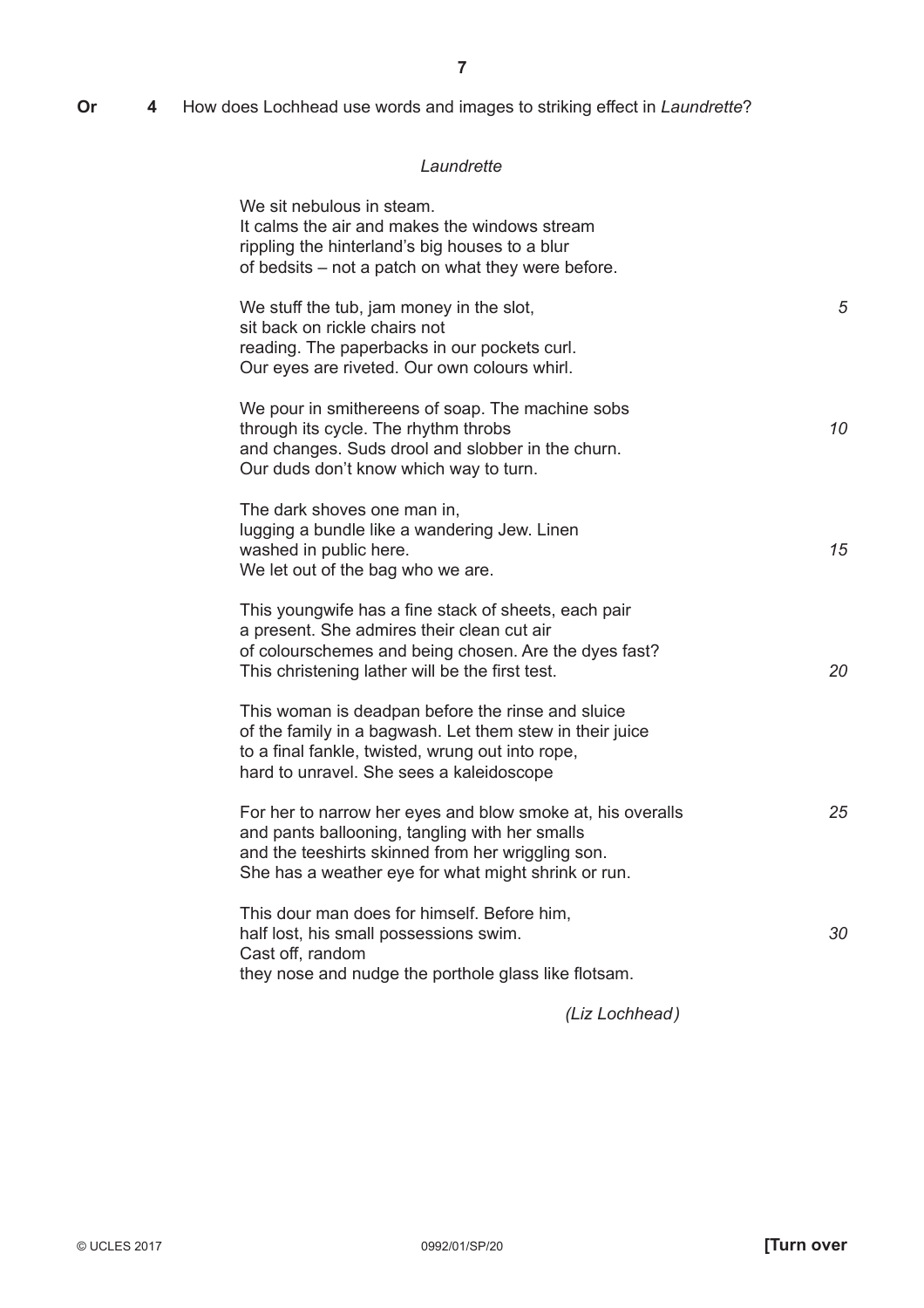**Or 4** How does Lochhead use words and images to striking effect in *Laundrette*?

*Laundrette*

We sit nebulous in steam.  
It calms the air and makes the windows stream  
rippling the hinterland's big houses to a blur  
of bedsits – not a patch on what they were before.

We stuff the tub, jam money in the slot, *5*  
sit back on rickle chairs not  
reading. The paperbacks in our pockets curl.  
Our eyes are riveted. Our own colours whirl.

We pour in smithereens of soap. The machine sobs  
through its cycle. The rhythm throbs *10*  
and changes. Suds drool and slobber in the churn.  
Our duds don't know which way to turn.

The dark shoves one man in,  
lugging a bundle like a wandering Jew. Linen  
washed in public here. *15*  
We let out of the bag who we are.

This youngwife has a fine stack of sheets, each pair  
a present. She admires their clean cut air  
of colourschemes and being chosen. Are the dyes fast?  
This christening lather will be the first test. *20*

This woman is deadpan before the rinse and sluice  
of the family in a bagwash. Let them stew in their juice  
to a final fankle, twisted, wrung out into rope,  
hard to unravel. She sees a kaleidoscope

For her to narrow her eyes and blow smoke at, his overalls *25*  
and pants ballooning, tangling with her smalls  
and the teeshirts skinned from her wriggling son.  
She has a weather eye for what might shrink or run.

This dour man does for himself. Before him,  
half lost, his small possessions swim. *30*  
Cast off, random  
they nose and nudge the porthole glass like flotsam.

*(Liz Lochhead)*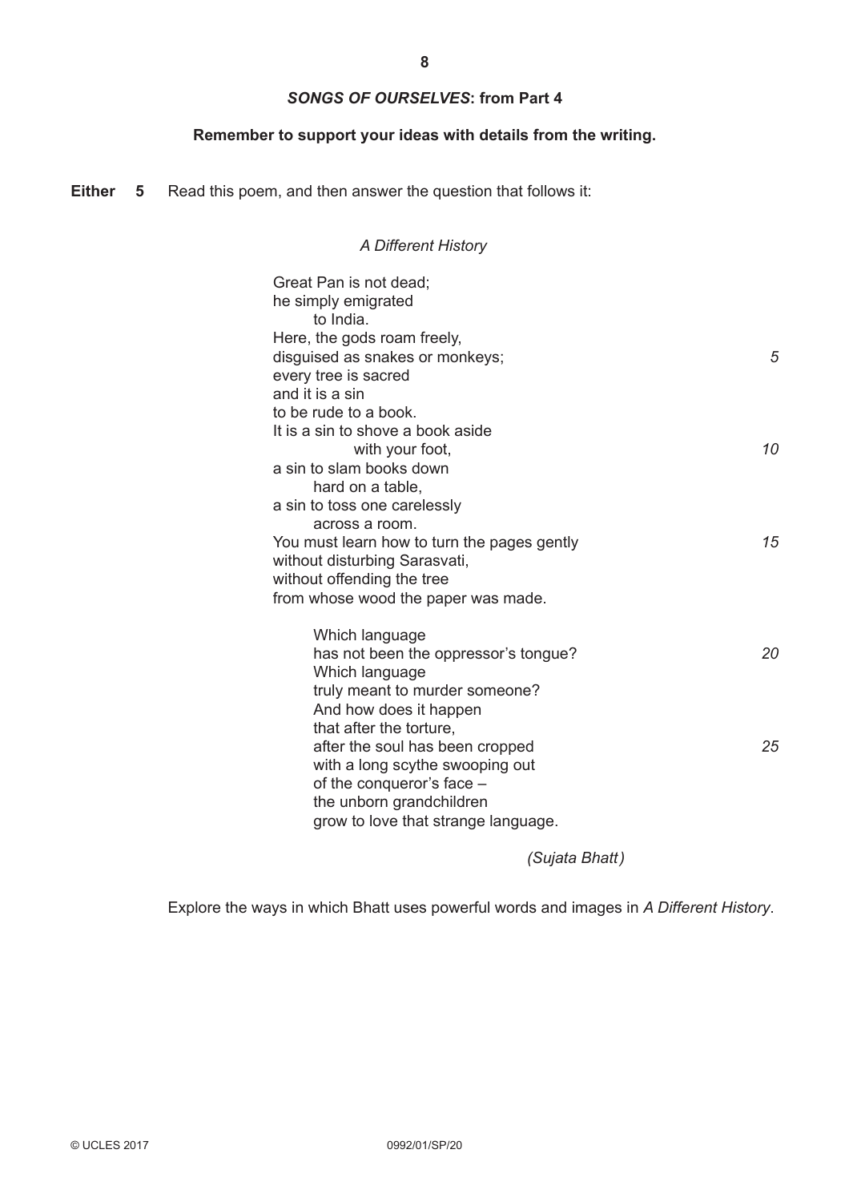### *SONGS OF OURSELVES*: from Part 4

**Remember to support your ideas with details from the writing.**

**Either 5** Read this poem, and then answer the question that follows it:

*A Different History*

Great Pan is not dead;  
he simply emigrated  
    to India.  
Here, the gods roam freely,  
disguised as snakes or monkeys; *5*  
every tree is sacred  
and it is a sin  
to be rude to a book.  
It is a sin to shove a book aside  
        with your foot, *10*  
a sin to slam books down  
    hard on a table,  
a sin to toss one carelessly  
    across a room.  
You must learn how to turn the pages gently *15*  
without disturbing Sarasvati,  
without offending the tree  
from whose wood the paper was made.

    Which language  
    has not been the oppressor's tongue? *20*  
    Which language  
    truly meant to murder someone?  
    And how does it happen  
    that after the torture,  
    after the soul has been cropped *25*  
    with a long scythe swooping out  
    of the conqueror's face –  
    the unborn grandchildren  
    grow to love that strange language.

*(Sujata Bhatt)*

Explore the ways in which Bhatt uses powerful words and images in *A Different History*.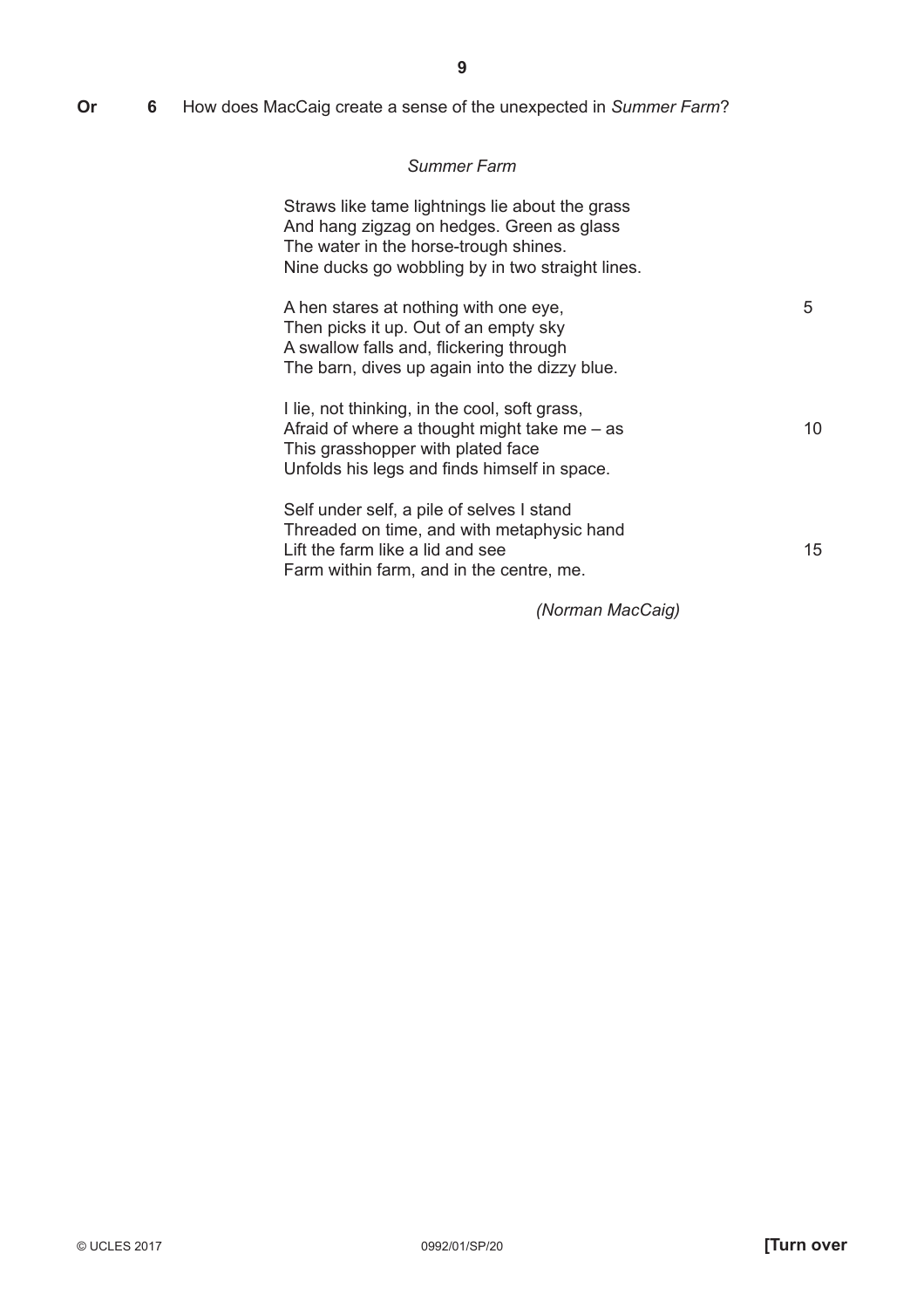**Or** **6** How does MacCaig create a sense of the unexpected in *Summer Farm*?

*Summer Farm*

Straws like tame lightnings lie about the grass  
And hang zigzag on hedges. Green as glass  
The water in the horse-trough shines.  
Nine ducks go wobbling by in two straight lines.

A hen stares at nothing with one eye, 5  
Then picks it up. Out of an empty sky  
A swallow falls and, flickering through  
The barn, dives up again into the dizzy blue.

I lie, not thinking, in the cool, soft grass,  
Afraid of where a thought might take me – as 10  
This grasshopper with plated face  
Unfolds his legs and finds himself in space.

Self under self, a pile of selves I stand  
Threaded on time, and with metaphysic hand  
Lift the farm like a lid and see 15  
Farm within farm, and in the centre, me.

*(Norman MacCaig)*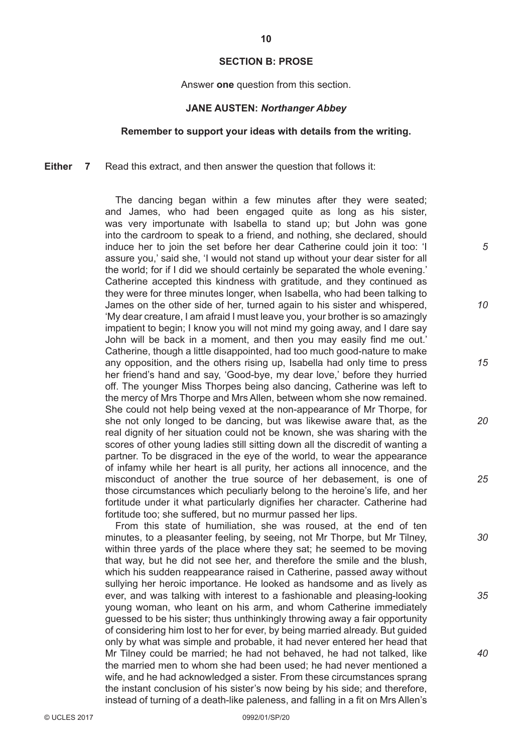## SECTION B: PROSE

Answer **one** question from this section.

### JANE AUSTEN: *Northanger Abbey*

**Remember to support your ideas with details from the writing.**

**Either 7** Read this extract, and then answer the question that follows it:

The dancing began within a few minutes after they were seated; and James, who had been engaged quite as long as his sister, was very importunate with Isabella to stand up; but John was gone into the cardroom to speak to a friend, and nothing, she declared, should induce her to join the set before her dear Catherine could join it too: 'I assure you,' said she, 'I would not stand up without your dear sister for all the world; for if I did we should certainly be separated the whole evening.' Catherine accepted this kindness with gratitude, and they continued as they were for three minutes longer, when Isabella, who had been talking to James on the other side of her, turned again to his sister and whispered, 'My dear creature, I am afraid I must leave you, your brother is so amazingly impatient to begin; I know you will not mind my going away, and I dare say John will be back in a moment, and then you may easily find me out.' Catherine, though a little disappointed, had too much good-nature to make any opposition, and the others rising up, Isabella had only time to press her friend's hand and say, 'Good-bye, my dear love,' before they hurried off. The younger Miss Thorpes being also dancing, Catherine was left to the mercy of Mrs Thorpe and Mrs Allen, between whom she now remained. She could not help being vexed at the non-appearance of Mr Thorpe, for she not only longed to be dancing, but was likewise aware that, as the real dignity of her situation could not be known, she was sharing with the scores of other young ladies still sitting down all the discredit of wanting a partner. To be disgraced in the eye of the world, to wear the appearance of infamy while her heart is all purity, her actions all innocence, and the misconduct of another the true source of her debasement, is one of those circumstances which peculiarly belong to the heroine's life, and her fortitude under it what particularly dignifies her character. Catherine had fortitude too; she suffered, but no murmur passed her lips.

From this state of humiliation, she was roused, at the end of ten minutes, to a pleasanter feeling, by seeing, not Mr Thorpe, but Mr Tilney, within three yards of the place where they sat; he seemed to be moving that way, but he did not see her, and therefore the smile and the blush, which his sudden reappearance raised in Catherine, passed away without sullying her heroic importance. He looked as handsome and as lively as ever, and was talking with interest to a fashionable and pleasing-looking young woman, who leant on his arm, and whom Catherine immediately guessed to be his sister; thus unthinkingly throwing away a fair opportunity of considering him lost to her for ever, by being married already. But guided only by what was simple and probable, it had never entered her head that Mr Tilney could be married; he had not behaved, he had not talked, like the married men to whom she had been used; he had never mentioned a wife, and he had acknowledged a sister. From these circumstances sprang the instant conclusion of his sister's now being by his side; and therefore, instead of turning of a death-like paleness, and falling in a fit on Mrs Allen's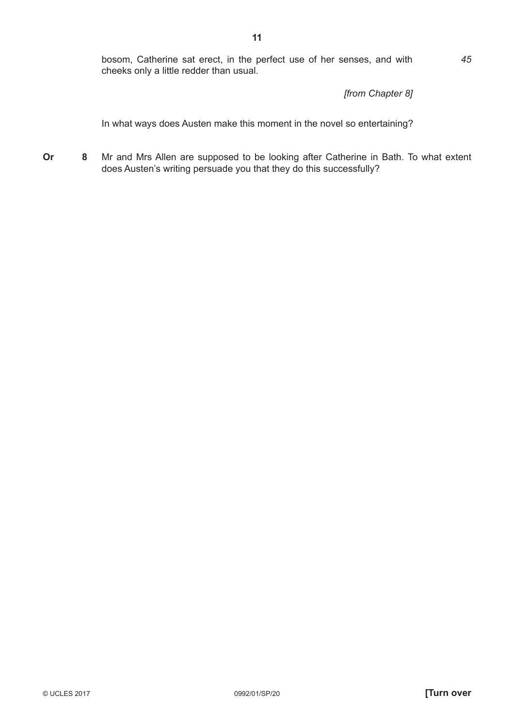bosom, Catherine sat erect, in the perfect use of her senses, and with cheeks only a little redder than usual. *45*

*[from Chapter 8]*

In what ways does Austen make this moment in the novel so entertaining?

**Or** **8** Mr and Mrs Allen are supposed to be looking after Catherine in Bath. To what extent does Austen's writing persuade you that they do this successfully?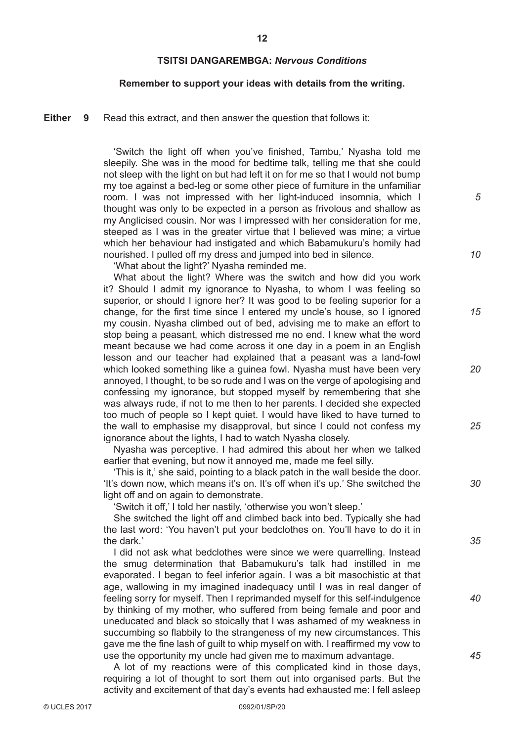## TSITSI DANGAREMBGA: *Nervous Conditions*

**Remember to support your ideas with details from the writing.**

**Either 9** Read this extract, and then answer the question that follows it:

'Switch the light off when you've finished, Tambu,' Nyasha told me sleepily. She was in the mood for bedtime talk, telling me that she could not sleep with the light on but had left it on for me so that I would not bump my toe against a bed-leg or some other piece of furniture in the unfamiliar room. I was not impressed with her light-induced insomnia, which I thought was only to be expected in a person as frivolous and shallow as my Anglicised cousin. Nor was I impressed with her consideration for me, steeped as I was in the greater virtue that I believed was mine; a virtue which her behaviour had instigated and which Babamukuru's homily had nourished. I pulled off my dress and jumped into bed in silence.

'What about the light?' Nyasha reminded me.

What about the light? Where was the switch and how did you work it? Should I admit my ignorance to Nyasha, to whom I was feeling so superior, or should I ignore her? It was good to be feeling superior for a change, for the first time since I entered my uncle's house, so I ignored my cousin. Nyasha climbed out of bed, advising me to make an effort to stop being a peasant, which distressed me no end. I knew what the word meant because we had come across it one day in a poem in an English lesson and our teacher had explained that a peasant was a land-fowl which looked something like a guinea fowl. Nyasha must have been very annoyed, I thought, to be so rude and I was on the verge of apologising and confessing my ignorance, but stopped myself by remembering that she was always rude, if not to me then to her parents. I decided she expected too much of people so I kept quiet. I would have liked to have turned to the wall to emphasise my disapproval, but since I could not confess my ignorance about the lights, I had to watch Nyasha closely.

Nyasha was perceptive. I had admired this about her when we talked earlier that evening, but now it annoyed me, made me feel silly.

'This is it,' she said, pointing to a black patch in the wall beside the door. 'It's down now, which means it's on. It's off when it's up.' She switched the light off and on again to demonstrate.

'Switch it off,' I told her nastily, 'otherwise you won't sleep.'

She switched the light off and climbed back into bed. Typically she had the last word: 'You haven't put your bedclothes on. You'll have to do it in the dark.'

I did not ask what bedclothes were since we were quarrelling. Instead the smug determination that Babamukuru's talk had instilled in me evaporated. I began to feel inferior again. I was a bit masochistic at that age, wallowing in my imagined inadequacy until I was in real danger of feeling sorry for myself. Then I reprimanded myself for this self-indulgence by thinking of my mother, who suffered from being female and poor and uneducated and black so stoically that I was ashamed of my weakness in succumbing so flabbily to the strangeness of my new circumstances. This gave me the fine lash of guilt to whip myself on with. I reaffirmed my vow to use the opportunity my uncle had given me to maximum advantage.

A lot of my reactions were of this complicated kind in those days, requiring a lot of thought to sort them out into organised parts. But the activity and excitement of that day's events had exhausted me: I fell asleep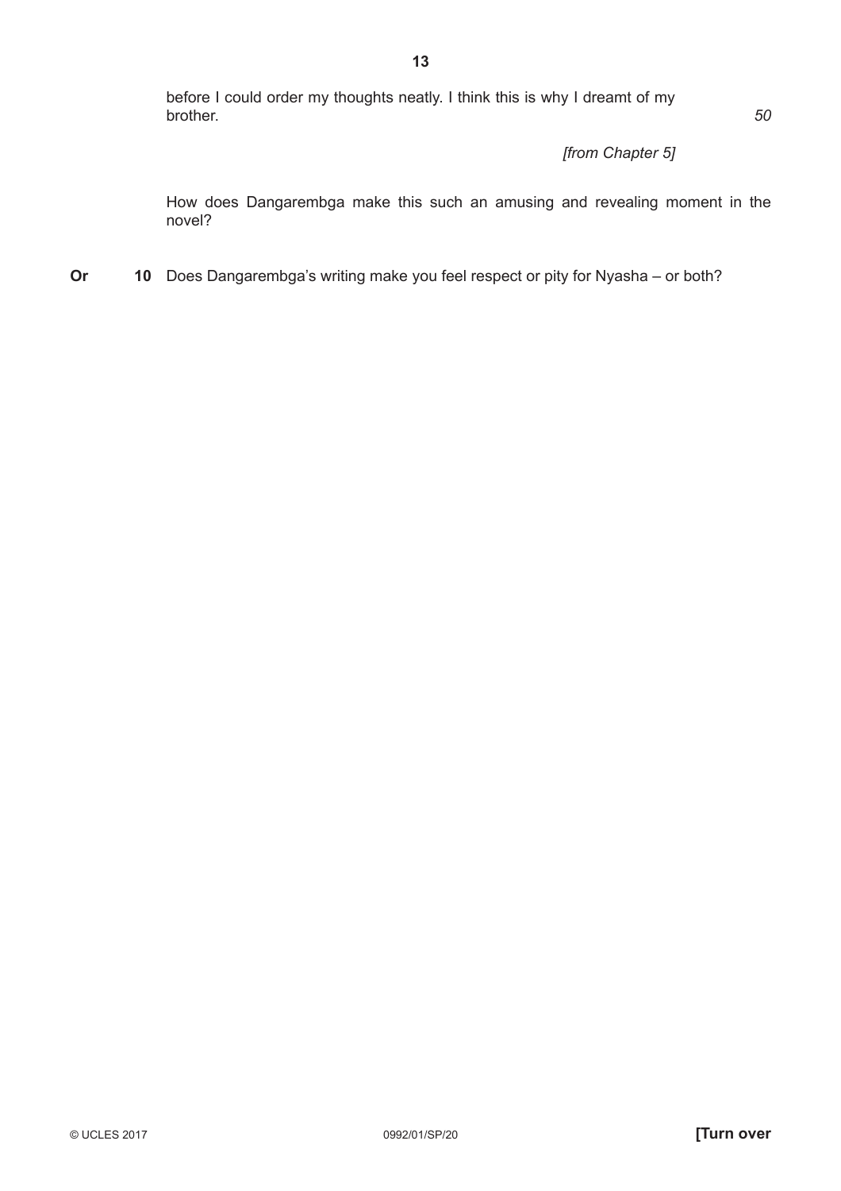before I could order my thoughts neatly. I think this is why I dreamt of my brother. *50*

*[from Chapter 5]*

How does Dangarembga make this such an amusing and revealing moment in the novel?

**Or** **10** Does Dangarembga's writing make you feel respect or pity for Nyasha – or both?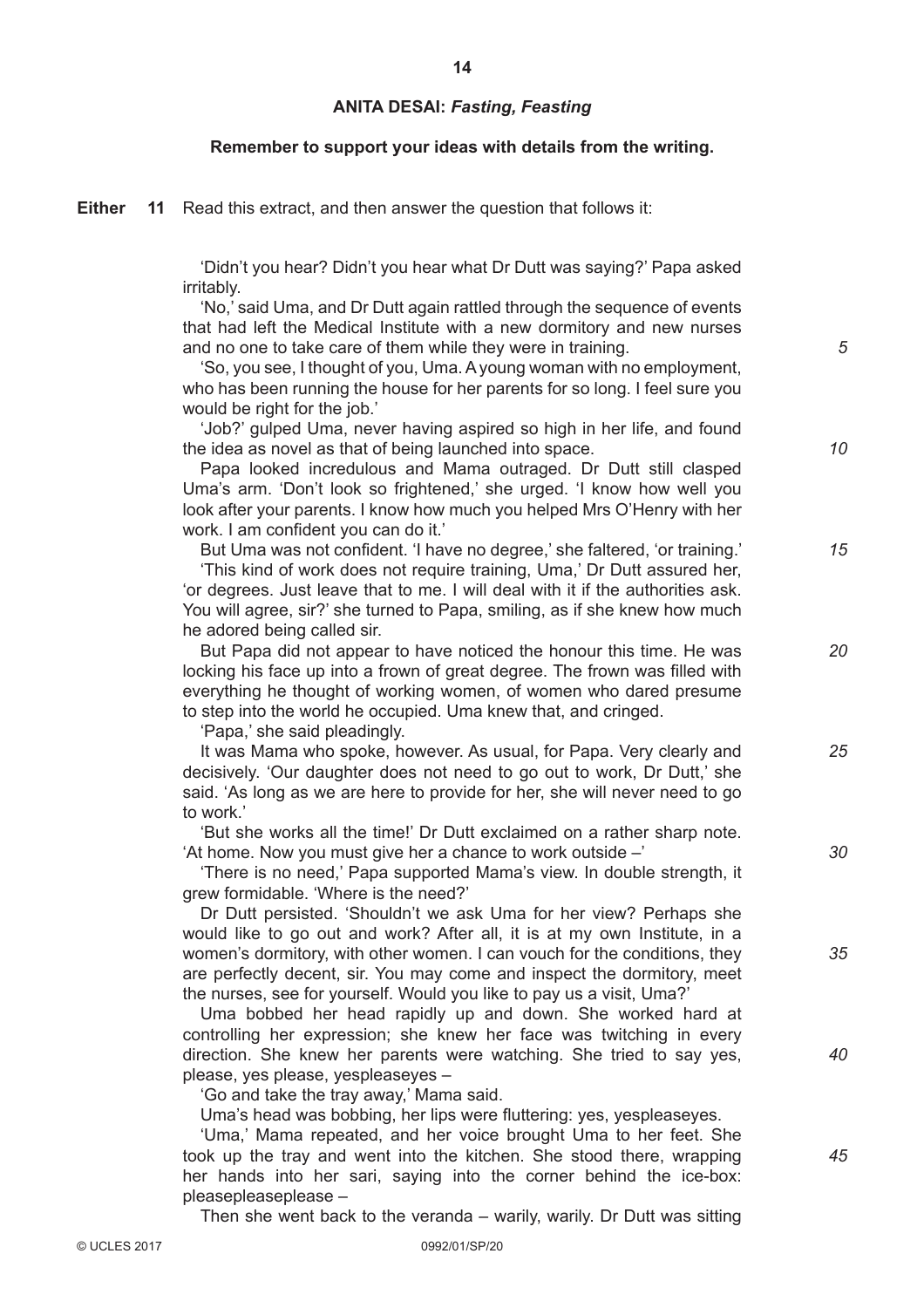## ANITA DESAI: *Fasting, Feasting*

**Remember to support your ideas with details from the writing.**

**Either 11** Read this extract, and then answer the question that follows it:

'Didn't you hear? Didn't you hear what Dr Dutt was saying?' Papa asked irritably.

'No,' said Uma, and Dr Dutt again rattled through the sequence of events that had left the Medical Institute with a new dormitory and new nurses and no one to take care of them while they were in training.

'So, you see, I thought of you, Uma. A young woman with no employment, who has been running the house for her parents for so long. I feel sure you would be right for the job.'

'Job?' gulped Uma, never having aspired so high in her life, and found the idea as novel as that of being launched into space.

Papa looked incredulous and Mama outraged. Dr Dutt still clasped Uma's arm. 'Don't look so frightened,' she urged. 'I know how well you look after your parents. I know how much you helped Mrs O'Henry with her work. I am confident you can do it.'

But Uma was not confident. 'I have no degree,' she faltered, 'or training.'

'This kind of work does not require training, Uma,' Dr Dutt assured her, 'or degrees. Just leave that to me. I will deal with it if the authorities ask. You will agree, sir?' she turned to Papa, smiling, as if she knew how much he adored being called sir.

But Papa did not appear to have noticed the honour this time. He was locking his face up into a frown of great degree. The frown was filled with everything he thought of working women, of women who dared presume to step into the world he occupied. Uma knew that, and cringed.

'Papa,' she said pleadingly.

It was Mama who spoke, however. As usual, for Papa. Very clearly and decisively. 'Our daughter does not need to go out to work, Dr Dutt,' she said. 'As long as we are here to provide for her, she will never need to go to work.'

'But she works all the time!' Dr Dutt exclaimed on a rather sharp note. 'At home. Now you must give her a chance to work outside –'

'There is no need,' Papa supported Mama's view. In double strength, it grew formidable. 'Where is the need?'

Dr Dutt persisted. 'Shouldn't we ask Uma for her view? Perhaps she would like to go out and work? After all, it is at my own Institute, in a women's dormitory, with other women. I can vouch for the conditions, they are perfectly decent, sir. You may come and inspect the dormitory, meet the nurses, see for yourself. Would you like to pay us a visit, Uma?'

Uma bobbed her head rapidly up and down. She worked hard at controlling her expression; she knew her face was twitching in every direction. She knew her parents were watching. She tried to say yes, please, yes please, yespleaseyes –

'Go and take the tray away,' Mama said.

Uma's head was bobbing, her lips were fluttering: yes, yespleaseyes.

'Uma,' Mama repeated, and her voice brought Uma to her feet. She took up the tray and went into the kitchen. She stood there, wrapping her hands into her sari, saying into the corner behind the ice-box: pleasepleaseplease –

Then she went back to the veranda – warily, warily. Dr Dutt was sitting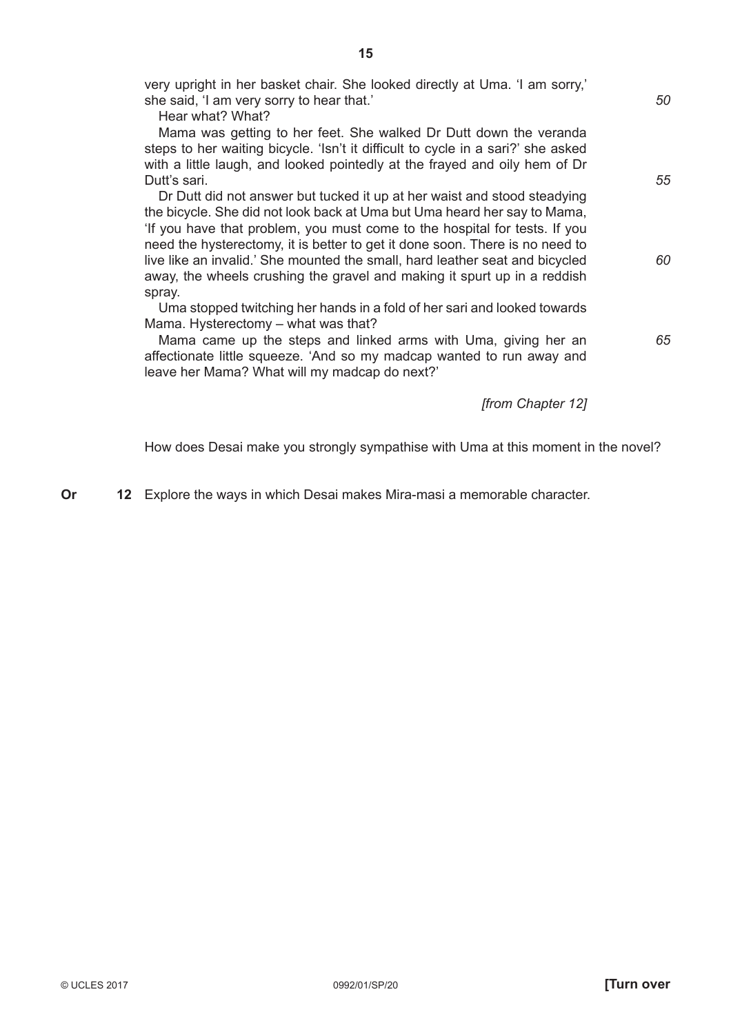very upright in her basket chair. She looked directly at Uma. 'I am sorry,' she said, 'I am very sorry to hear that.' *50*

Hear what? What?

Mama was getting to her feet. She walked Dr Dutt down the veranda steps to her waiting bicycle. 'Isn't it difficult to cycle in a sari?' she asked with a little laugh, and looked pointedly at the frayed and oily hem of Dr Dutt's sari. *55*

Dr Dutt did not answer but tucked it up at her waist and stood steadying the bicycle. She did not look back at Uma but Uma heard her say to Mama, 'If you have that problem, you must come to the hospital for tests. If you need the hysterectomy, it is better to get it done soon. There is no need to live like an invalid.' She mounted the small, hard leather seat and bicycled away, the wheels crushing the gravel and making it spurt up in a reddish spray. *60*

Uma stopped twitching her hands in a fold of her sari and looked towards Mama. Hysterectomy – what was that?

Mama came up the steps and linked arms with Uma, giving her an affectionate little squeeze. 'And so my madcap wanted to run away and leave her Mama? What will my madcap do next?' *65*

*[from Chapter 12]*

How does Desai make you strongly sympathise with Uma at this moment in the novel?

**Or** **12** Explore the ways in which Desai makes Mira-masi a memorable character.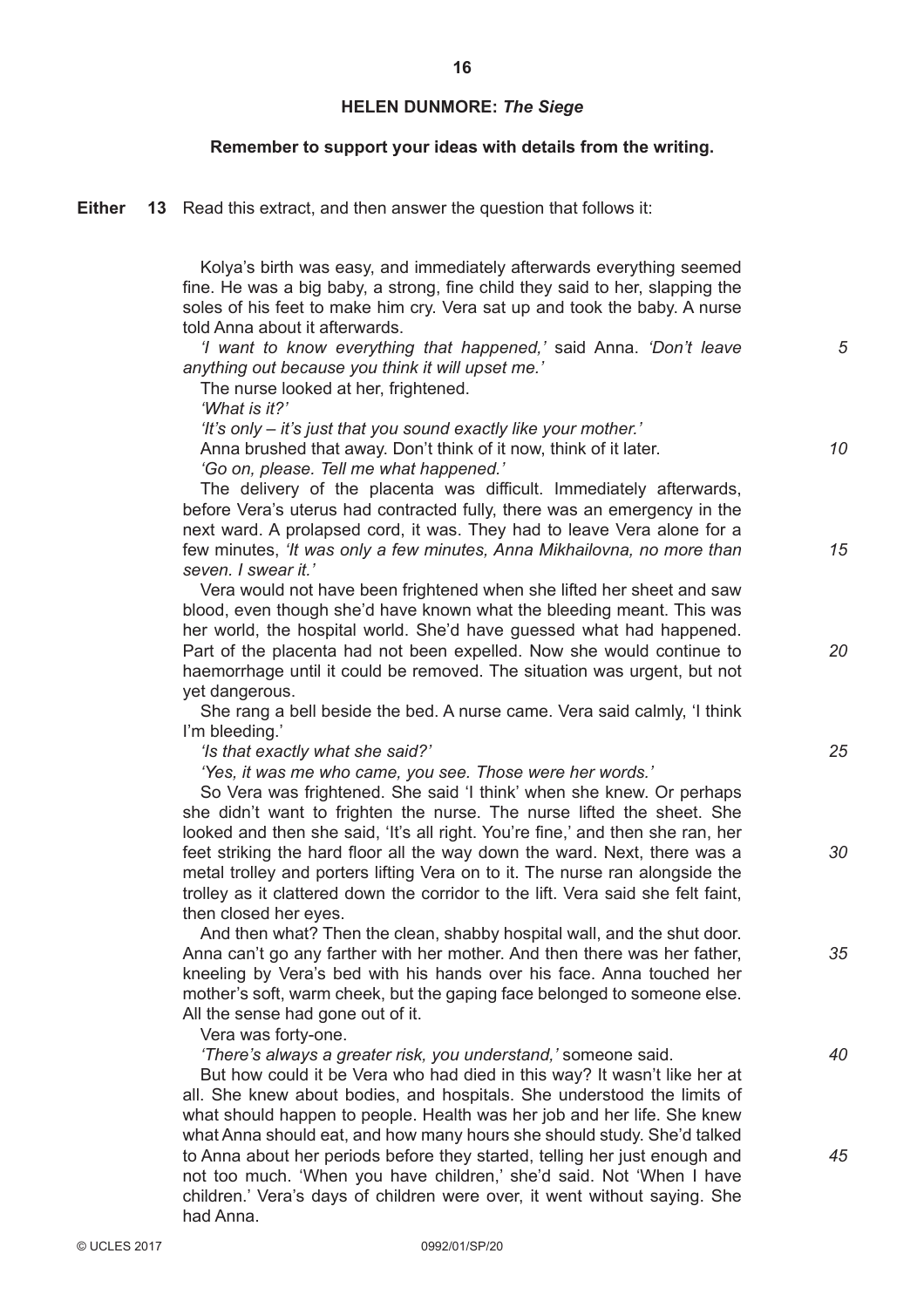## HELEN DUNMORE: *The Siege*

**Remember to support your ideas with details from the writing.**

**Either** **13** Read this extract, and then answer the question that follows it:

Kolya's birth was easy, and immediately afterwards everything seemed fine. He was a big baby, a strong, fine child they said to her, slapping the soles of his feet to make him cry. Vera sat up and took the baby. A nurse told Anna about it afterwards.

*'I want to know everything that happened,'* said Anna. *'Don't leave anything out because you think it will upset me.'*

The nurse looked at her, frightened.

*'What is it?'*

*'It's only – it's just that you sound exactly like your mother.'*

Anna brushed that away. Don't think of it now, think of it later.

*'Go on, please. Tell me what happened.'*

The delivery of the placenta was difficult. Immediately afterwards, before Vera's uterus had contracted fully, there was an emergency in the next ward. A prolapsed cord, it was. They had to leave Vera alone for a few minutes, *'It was only a few minutes, Anna Mikhailovna, no more than seven. I swear it.'*

Vera would not have been frightened when she lifted her sheet and saw blood, even though she'd have known what the bleeding meant. This was her world, the hospital world. She'd have guessed what had happened. Part of the placenta had not been expelled. Now she would continue to haemorrhage until it could be removed. The situation was urgent, but not yet dangerous.

She rang a bell beside the bed. A nurse came. Vera said calmly, 'I think I'm bleeding.'

*'Is that exactly what she said?'*

*'Yes, it was me who came, you see. Those were her words.'*

So Vera was frightened. She said 'I think' when she knew. Or perhaps she didn't want to frighten the nurse. The nurse lifted the sheet. She looked and then she said, 'It's all right. You're fine,' and then she ran, her feet striking the hard floor all the way down the ward. Next, there was a metal trolley and porters lifting Vera on to it. The nurse ran alongside the trolley as it clattered down the corridor to the lift. Vera said she felt faint, then closed her eyes.

And then what? Then the clean, shabby hospital wall, and the shut door. Anna can't go any farther with her mother. And then there was her father, kneeling by Vera's bed with his hands over his face. Anna touched her mother's soft, warm cheek, but the gaping face belonged to someone else. All the sense had gone out of it.

Vera was forty-one.

*'There's always a greater risk, you understand,'* someone said.

But how could it be Vera who had died in this way? It wasn't like her at all. She knew about bodies, and hospitals. She understood the limits of what should happen to people. Health was her job and her life. She knew what Anna should eat, and how many hours she should study. She'd talked to Anna about her periods before they started, telling her just enough and not too much. 'When you have children,' she'd said. Not 'When I have children.' Vera's days of children were over, it went without saying. She had Anna.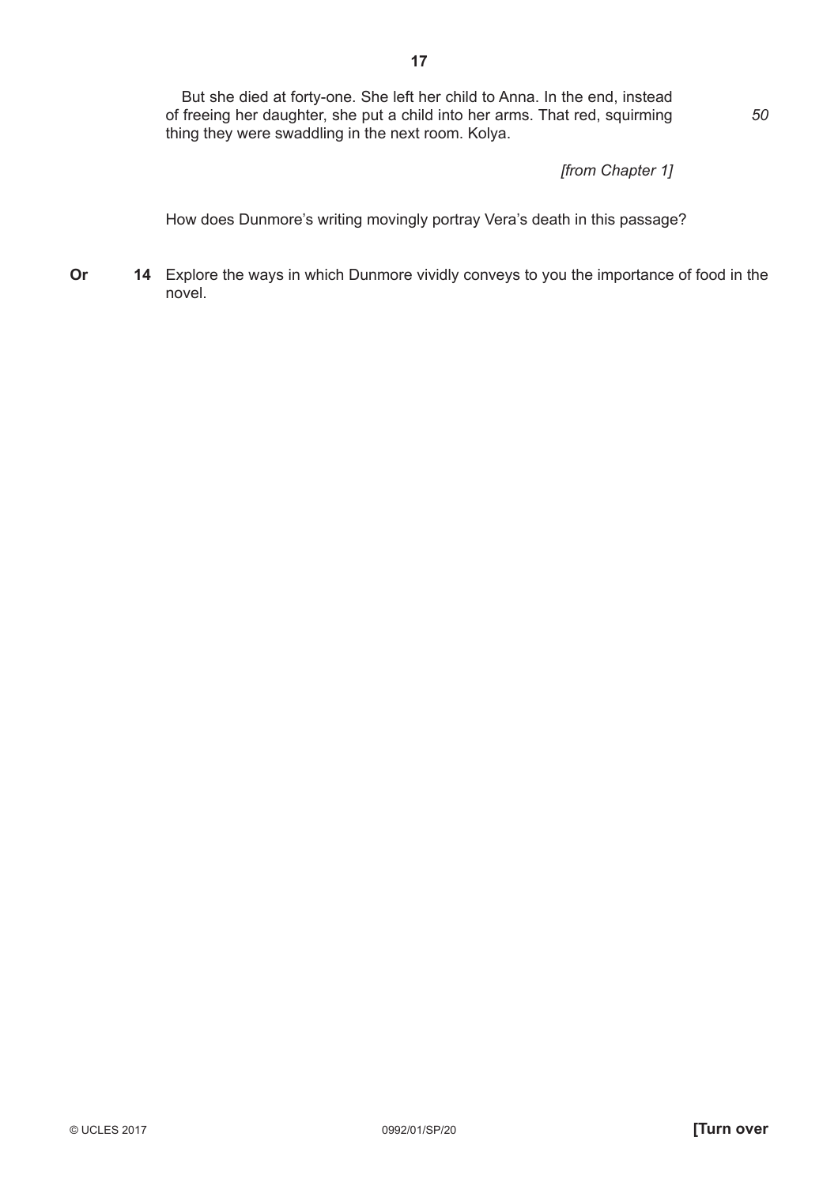But she died at forty-one. She left her child to Anna. In the end, instead of freeing her daughter, she put a child into her arms. That red, squirming thing they were swaddling in the next room. Kolya. *50*

*[from Chapter 1]*

How does Dunmore's writing movingly portray Vera's death in this passage?

**Or** **14** Explore the ways in which Dunmore vividly conveys to you the importance of food in the novel.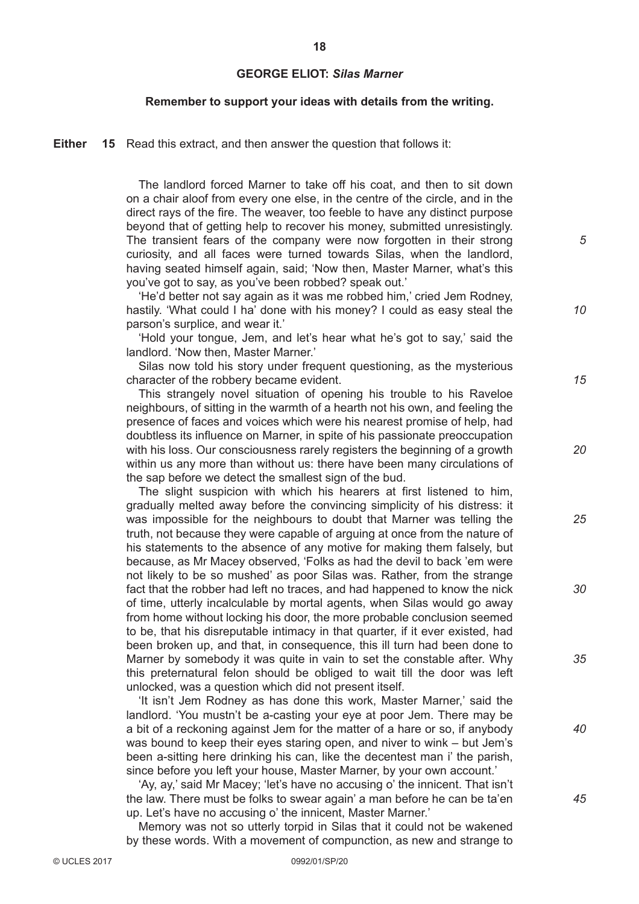## GEORGE ELIOT: *Silas Marner*

**Remember to support your ideas with details from the writing.**

**Either 15** Read this extract, and then answer the question that follows it:

The landlord forced Marner to take off his coat, and then to sit down on a chair aloof from every one else, in the centre of the circle, and in the direct rays of the fire. The weaver, too feeble to have any distinct purpose beyond that of getting help to recover his money, submitted unresistingly. The transient fears of the company were now forgotten in their strong curiosity, and all faces were turned towards Silas, when the landlord, having seated himself again, said; 'Now then, Master Marner, what's this you've got to say, as you've been robbed? speak out.'

'He'd better not say again as it was me robbed him,' cried Jem Rodney, hastily. 'What could I ha' done with his money? I could as easy steal the parson's surplice, and wear it.'

'Hold your tongue, Jem, and let's hear what he's got to say,' said the landlord. 'Now then, Master Marner.'

Silas now told his story under frequent questioning, as the mysterious character of the robbery became evident.

This strangely novel situation of opening his trouble to his Raveloe neighbours, of sitting in the warmth of a hearth not his own, and feeling the presence of faces and voices which were his nearest promise of help, had doubtless its influence on Marner, in spite of his passionate preoccupation with his loss. Our consciousness rarely registers the beginning of a growth within us any more than without us: there have been many circulations of the sap before we detect the smallest sign of the bud.

The slight suspicion with which his hearers at first listened to him, gradually melted away before the convincing simplicity of his distress: it was impossible for the neighbours to doubt that Marner was telling the truth, not because they were capable of arguing at once from the nature of his statements to the absence of any motive for making them falsely, but because, as Mr Macey observed, 'Folks as had the devil to back 'em were not likely to be so mushed' as poor Silas was. Rather, from the strange fact that the robber had left no traces, and had happened to know the nick of time, utterly incalculable by mortal agents, when Silas would go away from home without locking his door, the more probable conclusion seemed to be, that his disreputable intimacy in that quarter, if it ever existed, had been broken up, and that, in consequence, this ill turn had been done to Marner by somebody it was quite in vain to set the constable after. Why this preternatural felon should be obliged to wait till the door was left unlocked, was a question which did not present itself.

'It isn't Jem Rodney as has done this work, Master Marner,' said the landlord. 'You mustn't be a-casting your eye at poor Jem. There may be a bit of a reckoning against Jem for the matter of a hare or so, if anybody was bound to keep their eyes staring open, and niver to wink – but Jem's been a-sitting here drinking his can, like the decentest man i' the parish, since before you left your house, Master Marner, by your own account.'

'Ay, ay,' said Mr Macey; 'let's have no accusing o' the innicent. That isn't the law. There must be folks to swear again' a man before he can be ta'en up. Let's have no accusing o' the innicent, Master Marner.'

Memory was not so utterly torpid in Silas that it could not be wakened by these words. With a movement of compunction, as new and strange to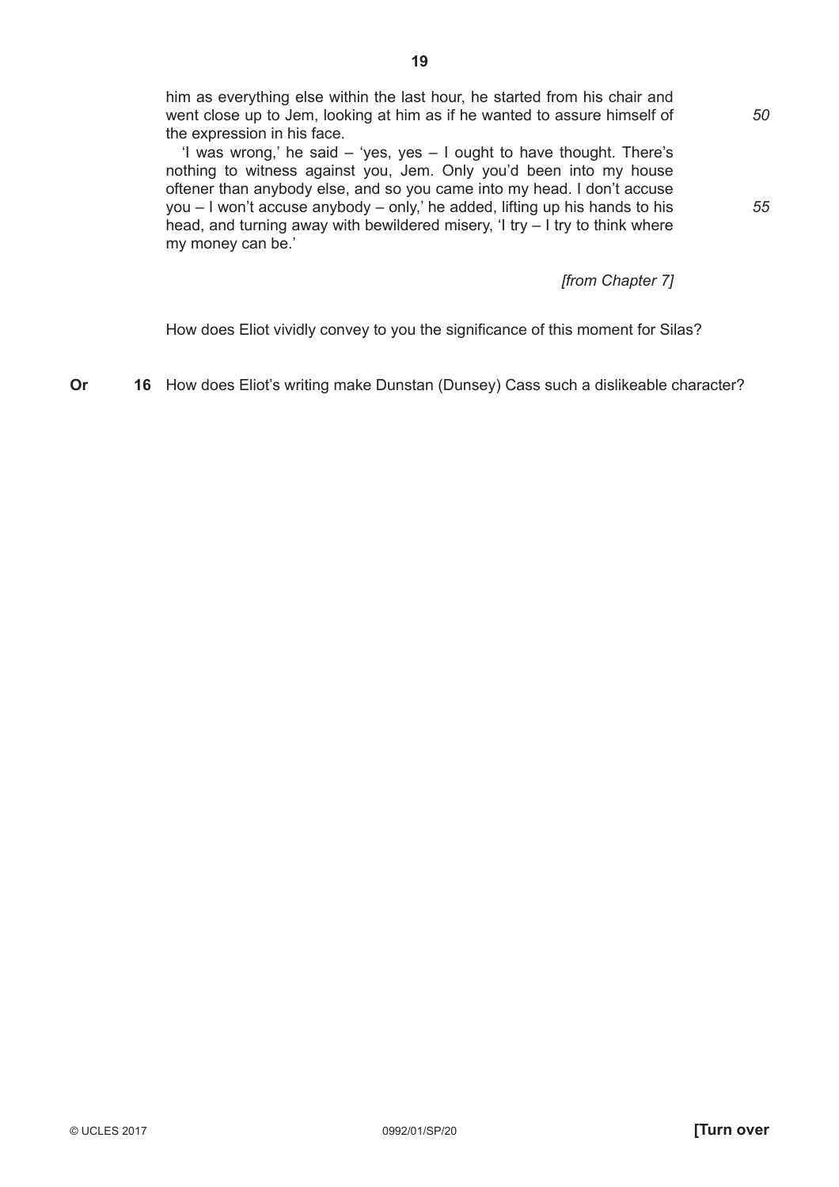him as everything else within the last hour, he started from his chair and went close up to Jem, looking at him as if he wanted to assure himself of the expression in his face. *50*

'I was wrong,' he said – 'yes, yes – I ought to have thought. There's nothing to witness against you, Jem. Only you'd been into my house oftener than anybody else, and so you came into my head. I don't accuse you – I won't accuse anybody – only,' he added, lifting up his hands to his head, and turning away with bewildered misery, 'I try – I try to think where my money can be.' *55*

*[from Chapter 7]*

How does Eliot vividly convey to you the significance of this moment for Silas?

**Or** **16** How does Eliot's writing make Dunstan (Dunsey) Cass such a dislikeable character?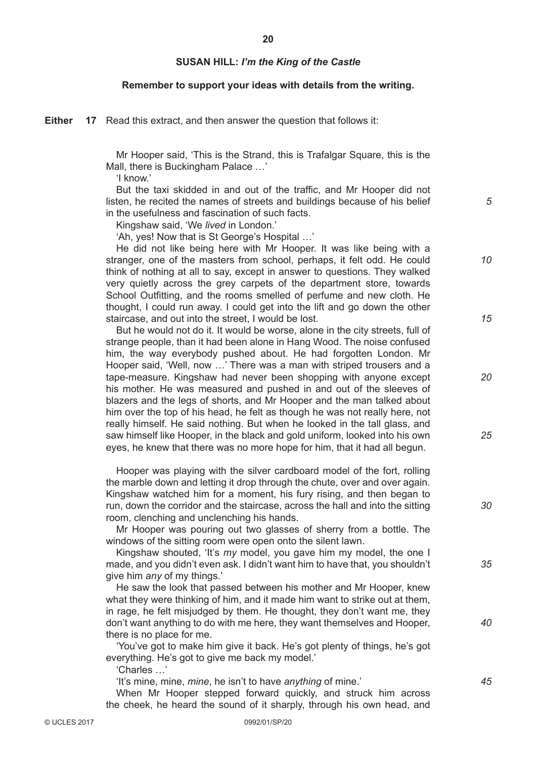## SUSAN HILL: *I'm the King of the Castle*

**Remember to support your ideas with details from the writing.**

**Either 17** Read this extract, and then answer the question that follows it:

Mr Hooper said, 'This is the Strand, this is Trafalgar Square, this is the Mall, there is Buckingham Palace …'

'I know.'

But the taxi skidded in and out of the traffic, and Mr Hooper did not listen, he recited the names of streets and buildings because of his belief in the usefulness and fascination of such facts.

Kingshaw said, 'We *lived* in London.'

'Ah, yes! Now that is St George's Hospital …'

He did not like being here with Mr Hooper. It was like being with a stranger, one of the masters from school, perhaps, it felt odd. He could think of nothing at all to say, except in answer to questions. They walked very quietly across the grey carpets of the department store, towards School Outfitting, and the rooms smelled of perfume and new cloth. He thought, I could run away. I could get into the lift and go down the other staircase, and out into the street, I would be lost.

But he would not do it. It would be worse, alone in the city streets, full of strange people, than it had been alone in Hang Wood. The noise confused him, the way everybody pushed about. He had forgotten London. Mr Hooper said, 'Well, now …' There was a man with striped trousers and a tape-measure. Kingshaw had never been shopping with anyone except his mother. He was measured and pushed in and out of the sleeves of blazers and the legs of shorts, and Mr Hooper and the man talked about him over the top of his head, he felt as though he was not really here, not really himself. He said nothing. But when he looked in the tall glass, and saw himself like Hooper, in the black and gold uniform, looked into his own eyes, he knew that there was no more hope for him, that it had all begun.

Hooper was playing with the silver cardboard model of the fort, rolling the marble down and letting it drop through the chute, over and over again. Kingshaw watched him for a moment, his fury rising, and then began to run, down the corridor and the staircase, across the hall and into the sitting room, clenching and unclenching his hands.

Mr Hooper was pouring out two glasses of sherry from a bottle. The windows of the sitting room were open onto the silent lawn.

Kingshaw shouted, 'It's *my* model, you gave him my model, the one I made, and you didn't even ask. I didn't want him to have that, you shouldn't give him *any* of my things.'

He saw the look that passed between his mother and Mr Hooper, knew what they were thinking of him, and it made him want to strike out at them, in rage, he felt misjudged by them. He thought, they don't want me, they don't want anything to do with me here, they want themselves and Hooper, there is no place for me.

'You've got to make him give it back. He's got plenty of things, he's got everything. He's got to give me back my model.'

'Charles …'

'It's mine, mine, *mine*, he isn't to have *anything* of mine.'

When Mr Hooper stepped forward quickly, and struck him across the cheek, he heard the sound of it sharply, through his own head, and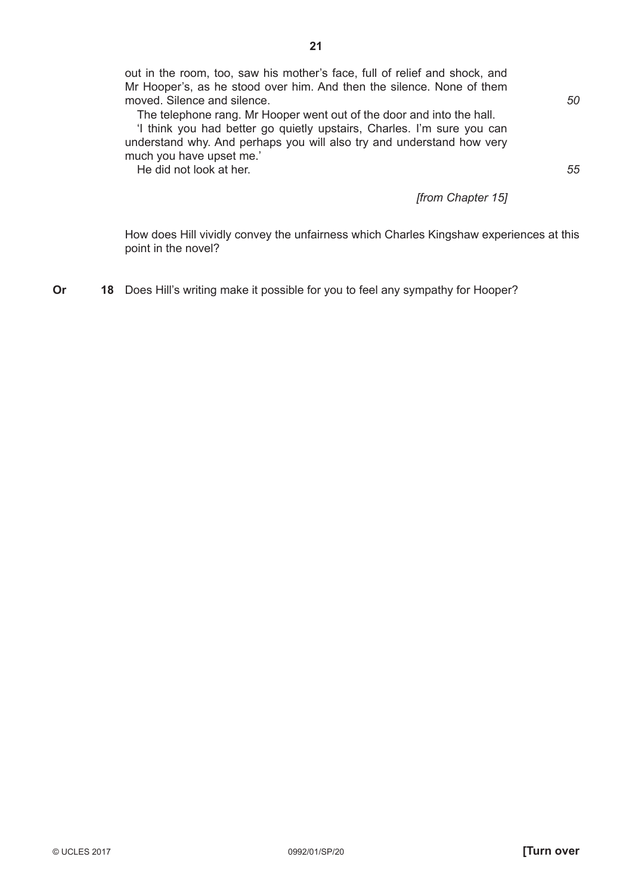out in the room, too, saw his mother's face, full of relief and shock, and Mr Hooper's, as he stood over him. And then the silence. None of them moved. Silence and silence. *50*

The telephone rang. Mr Hooper went out of the door and into the hall.

'I think you had better go quietly upstairs, Charles. I'm sure you can understand why. And perhaps you will also try and understand how very much you have upset me.'

He did not look at her. *55*

*[from Chapter 15]*

How does Hill vividly convey the unfairness which Charles Kingshaw experiences at this point in the novel?

**Or** **18** Does Hill's writing make it possible for you to feel any sympathy for Hooper?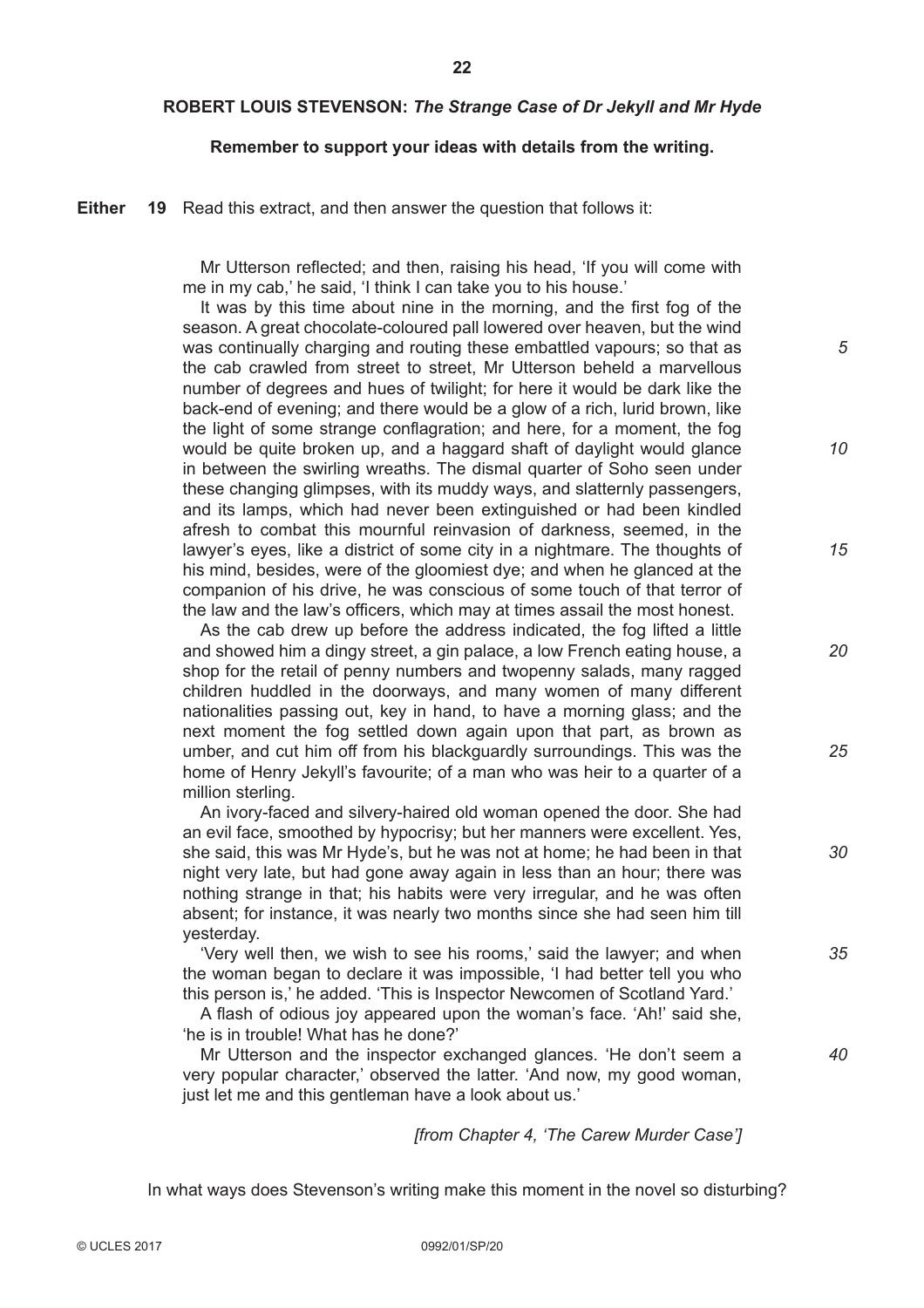**ROBERT LOUIS STEVENSON:** ***The Strange Case of Dr Jekyll and Mr Hyde***

**Remember to support your ideas with details from the writing.**

**Either** **19** Read this extract, and then answer the question that follows it:

Mr Utterson reflected; and then, raising his head, 'If you will come with me in my cab,' he said, 'I think I can take you to his house.'

It was by this time about nine in the morning, and the first fog of the season. A great chocolate-coloured pall lowered over heaven, but the wind was continually charging and routing these embattled vapours; so that as the cab crawled from street to street, Mr Utterson beheld a marvellous number of degrees and hues of twilight; for here it would be dark like the back-end of evening; and there would be a glow of a rich, lurid brown, like the light of some strange conflagration; and here, for a moment, the fog would be quite broken up, and a haggard shaft of daylight would glance in between the swirling wreaths. The dismal quarter of Soho seen under these changing glimpses, with its muddy ways, and slatternly passengers, and its lamps, which had never been extinguished or had been kindled afresh to combat this mournful reinvasion of darkness, seemed, in the lawyer's eyes, like a district of some city in a nightmare. The thoughts of his mind, besides, were of the gloomiest dye; and when he glanced at the companion of his drive, he was conscious of some touch of that terror of the law and the law's officers, which may at times assail the most honest.

As the cab drew up before the address indicated, the fog lifted a little and showed him a dingy street, a gin palace, a low French eating house, a shop for the retail of penny numbers and twopenny salads, many ragged children huddled in the doorways, and many women of many different nationalities passing out, key in hand, to have a morning glass; and the next moment the fog settled down again upon that part, as brown as umber, and cut him off from his blackguardly surroundings. This was the home of Henry Jekyll's favourite; of a man who was heir to a quarter of a million sterling.

An ivory-faced and silvery-haired old woman opened the door. She had an evil face, smoothed by hypocrisy; but her manners were excellent. Yes, she said, this was Mr Hyde's, but he was not at home; he had been in that night very late, but had gone away again in less than an hour; there was nothing strange in that; his habits were very irregular, and he was often absent; for instance, it was nearly two months since she had seen him till yesterday.

'Very well then, we wish to see his rooms,' said the lawyer; and when the woman began to declare it was impossible, 'I had better tell you who this person is,' he added. 'This is Inspector Newcomen of Scotland Yard.'

A flash of odious joy appeared upon the woman's face. 'Ah!' said she, 'he is in trouble! What has he done?'

Mr Utterson and the inspector exchanged glances. 'He don't seem a very popular character,' observed the latter. 'And now, my good woman, just let me and this gentleman have a look about us.'

*[from Chapter 4, 'The Carew Murder Case']*

In what ways does Stevenson's writing make this moment in the novel so disturbing?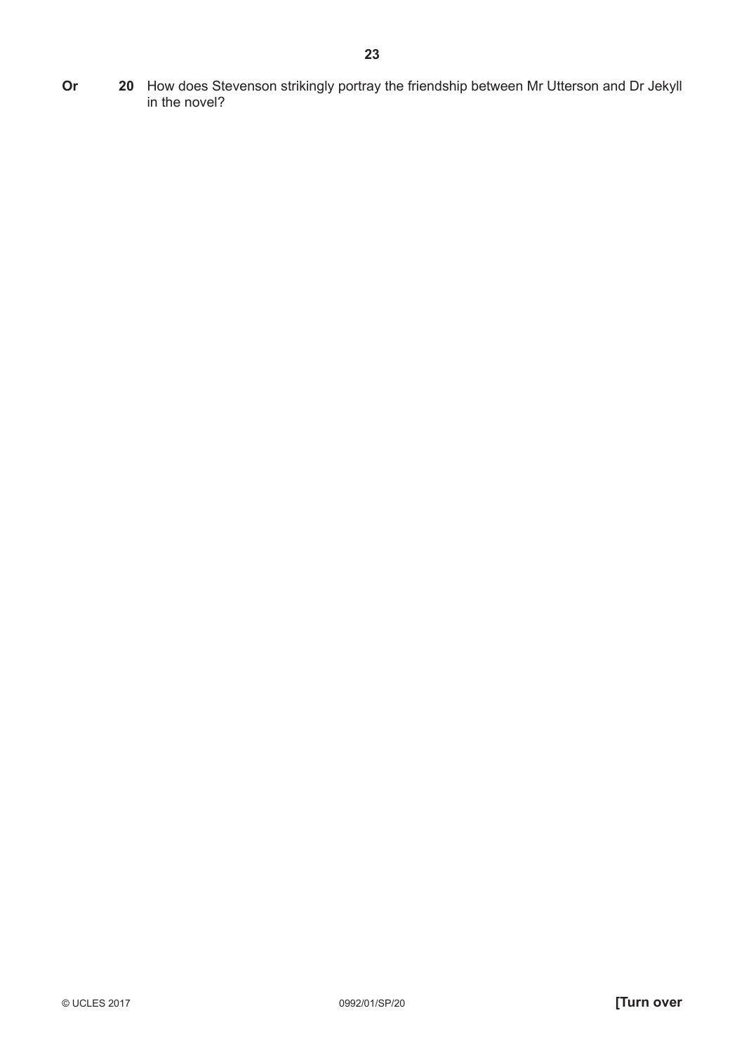**Or** **20** How does Stevenson strikingly portray the friendship between Mr Utterson and Dr Jekyll in the novel?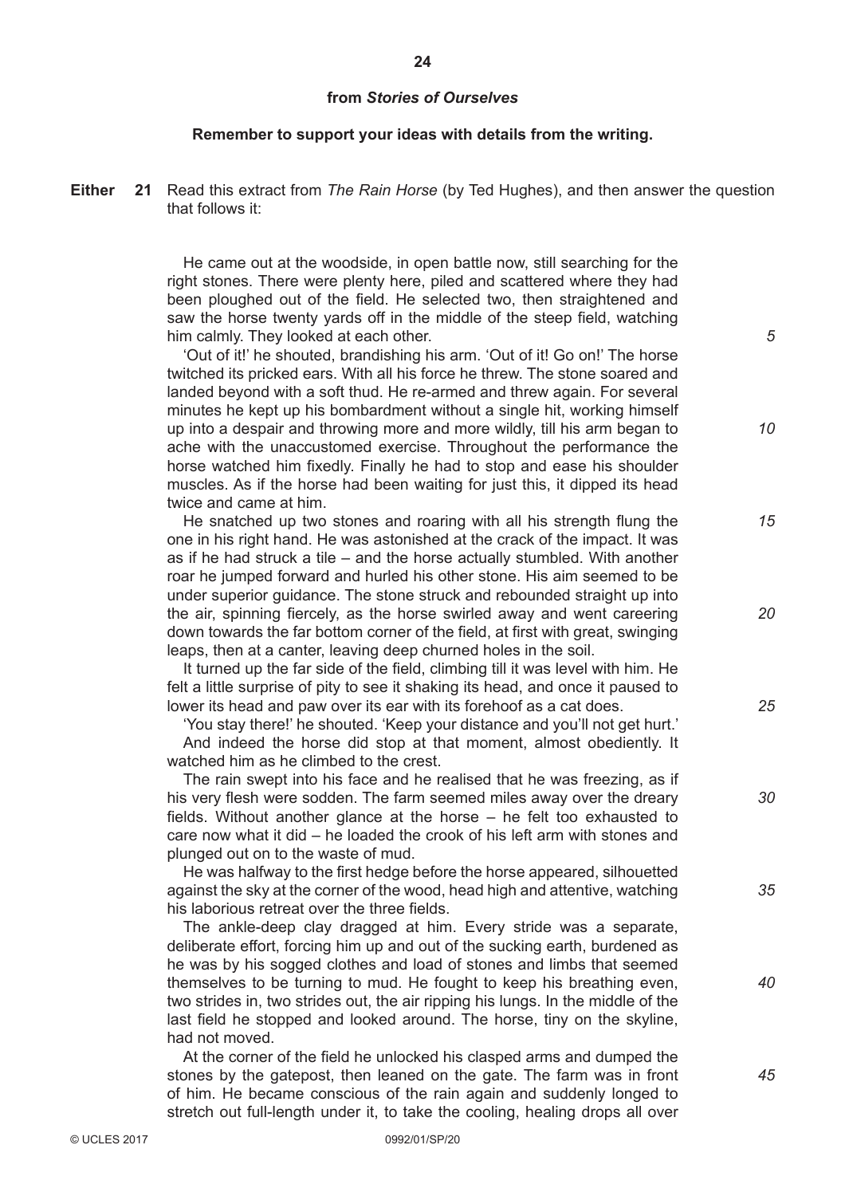### from *Stories of Ourselves*

**Remember to support your ideas with details from the writing.**

**Either 21** Read this extract from *The Rain Horse* (by Ted Hughes), and then answer the question that follows it:

He came out at the woodside, in open battle now, still searching for the right stones. There were plenty here, piled and scattered where they had been ploughed out of the field. He selected two, then straightened and saw the horse twenty yards off in the middle of the steep field, watching him calmly. They looked at each other.

'Out of it!' he shouted, brandishing his arm. 'Out of it! Go on!' The horse twitched its pricked ears. With all his force he threw. The stone soared and landed beyond with a soft thud. He re-armed and threw again. For several minutes he kept up his bombardment without a single hit, working himself up into a despair and throwing more and more wildly, till his arm began to ache with the unaccustomed exercise. Throughout the performance the horse watched him fixedly. Finally he had to stop and ease his shoulder muscles. As if the horse had been waiting for just this, it dipped its head twice and came at him.

He snatched up two stones and roaring with all his strength flung the one in his right hand. He was astonished at the crack of the impact. It was as if he had struck a tile – and the horse actually stumbled. With another roar he jumped forward and hurled his other stone. His aim seemed to be under superior guidance. The stone struck and rebounded straight up into the air, spinning fiercely, as the horse swirled away and went careering down towards the far bottom corner of the field, at first with great, swinging leaps, then at a canter, leaving deep churned holes in the soil.

It turned up the far side of the field, climbing till it was level with him. He felt a little surprise of pity to see it shaking its head, and once it paused to lower its head and paw over its ear with its forehoof as a cat does.

'You stay there!' he shouted. 'Keep your distance and you'll not get hurt.'

And indeed the horse did stop at that moment, almost obediently. It watched him as he climbed to the crest.

The rain swept into his face and he realised that he was freezing, as if his very flesh were sodden. The farm seemed miles away over the dreary fields. Without another glance at the horse – he felt too exhausted to care now what it did – he loaded the crook of his left arm with stones and plunged out on to the waste of mud.

He was halfway to the first hedge before the horse appeared, silhouetted against the sky at the corner of the wood, head high and attentive, watching his laborious retreat over the three fields.

The ankle-deep clay dragged at him. Every stride was a separate, deliberate effort, forcing him up and out of the sucking earth, burdened as he was by his sogged clothes and load of stones and limbs that seemed themselves to be turning to mud. He fought to keep his breathing even, two strides in, two strides out, the air ripping his lungs. In the middle of the last field he stopped and looked around. The horse, tiny on the skyline, had not moved.

At the corner of the field he unlocked his clasped arms and dumped the stones by the gatepost, then leaned on the gate. The farm was in front of him. He became conscious of the rain again and suddenly longed to stretch out full-length under it, to take the cooling, healing drops all over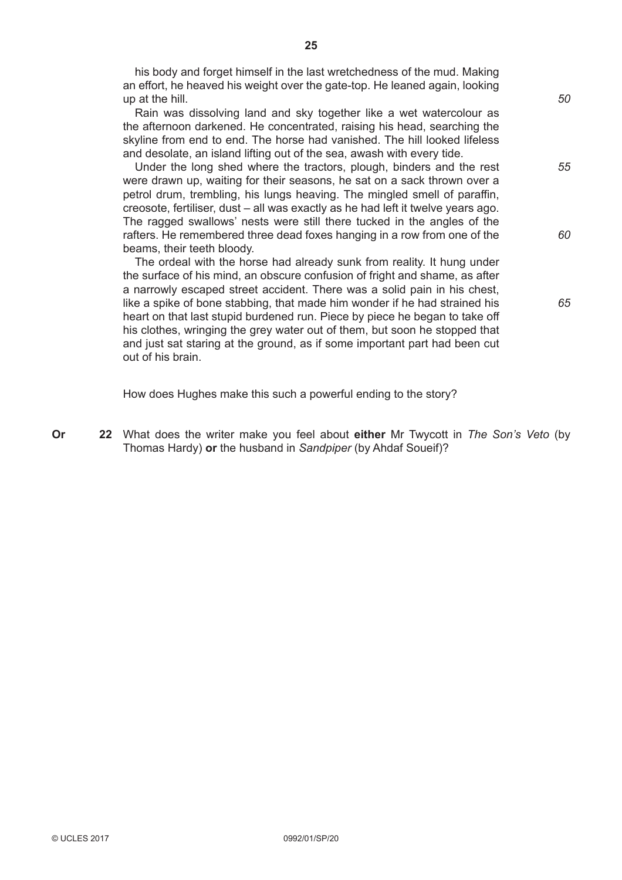his body and forget himself in the last wretchedness of the mud. Making an effort, he heaved his weight over the gate-top. He leaned again, looking up at the hill. *50*

Rain was dissolving land and sky together like a wet watercolour as the afternoon darkened. He concentrated, raising his head, searching the skyline from end to end. The horse had vanished. The hill looked lifeless and desolate, an island lifting out of the sea, awash with every tide.

Under the long shed where the tractors, plough, binders and the rest were drawn up, waiting for their seasons, he sat on a sack thrown over a petrol drum, trembling, his lungs heaving. The mingled smell of paraffin, creosote, fertiliser, dust – all was exactly as he had left it twelve years ago. The ragged swallows' nests were still there tucked in the angles of the rafters. He remembered three dead foxes hanging in a row from one of the beams, their teeth bloody. *55* *60*

The ordeal with the horse had already sunk from reality. It hung under the surface of his mind, an obscure confusion of fright and shame, as after a narrowly escaped street accident. There was a solid pain in his chest, like a spike of bone stabbing, that made him wonder if he had strained his heart on that last stupid burdened run. Piece by piece he began to take off his clothes, wringing the grey water out of them, but soon he stopped that and just sat staring at the ground, as if some important part had been cut out of his brain. *65*

How does Hughes make this such a powerful ending to the story?

**Or** **22** What does the writer make you feel about **either** Mr Twycott in *The Son's Veto* (by Thomas Hardy) **or** the husband in *Sandpiper* (by Ahdaf Soueif)?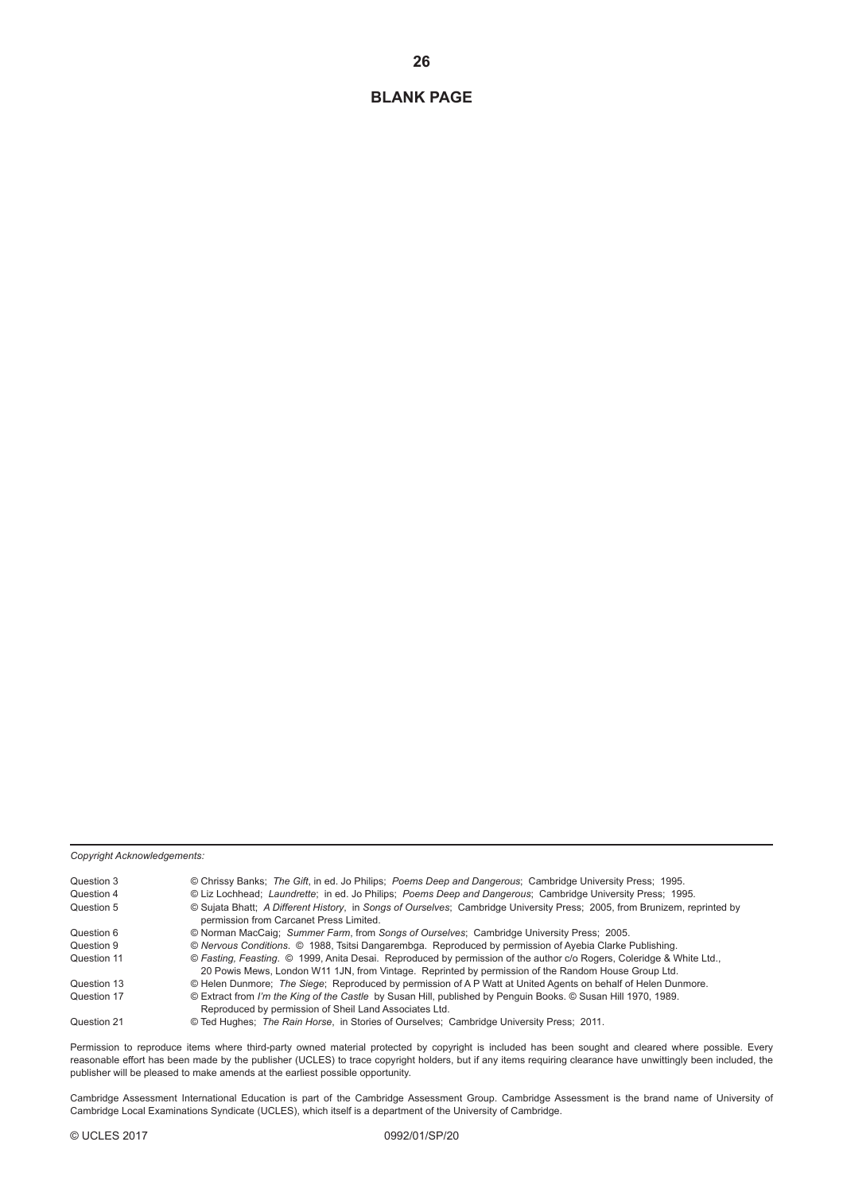**BLANK PAGE**

*Copyright Acknowledgements:*

| | |
|---|---|
| Question 3 | © Chrissy Banks; *The Gift*, in ed. Jo Philips; *Poems Deep and Dangerous*; Cambridge University Press; 1995. |
| Question 4 | © Liz Lochhead; *Laundrette*; in ed. Jo Philips; *Poems Deep and Dangerous*; Cambridge University Press; 1995. |
| Question 5 | © Sujata Bhatt; *A Different History*, in *Songs of Ourselves*; Cambridge University Press; 2005, from Brunizem, reprinted by permission from Carcanet Press Limited. |
| Question 6 | © Norman MacCaig; *Summer Farm*, from *Songs of Ourselves*; Cambridge University Press; 2005. |
| Question 9 | © *Nervous Conditions*. © 1988, Tsitsi Dangarembga. Reproduced by permission of Ayebia Clarke Publishing. |
| Question 11 | © *Fasting, Feasting*. © 1999, Anita Desai. Reproduced by permission of the author c/o Rogers, Coleridge & White Ltd., 20 Powis Mews, London W11 1JN, from Vintage. Reprinted by permission of the Random House Group Ltd. |
| Question 13 | © Helen Dunmore; *The Siege*; Reproduced by permission of A P Watt at United Agents on behalf of Helen Dunmore. |
| Question 17 | © Extract from *I'm the King of the Castle* by Susan Hill, published by Penguin Books. © Susan Hill 1970, 1989. Reproduced by permission of Sheil Land Associates Ltd. |
| Question 21 | © Ted Hughes; *The Rain Horse*, in Stories of Ourselves; Cambridge University Press; 2011. |

Permission to reproduce items where third-party owned material protected by copyright is included has been sought and cleared where possible. Every reasonable effort has been made by the publisher (UCLES) to trace copyright holders, but if any items requiring clearance have unwittingly been included, the publisher will be pleased to make amends at the earliest possible opportunity.

Cambridge Assessment International Education is part of the Cambridge Assessment Group. Cambridge Assessment is the brand name of University of Cambridge Local Examinations Syndicate (UCLES), which itself is a department of the University of Cambridge.